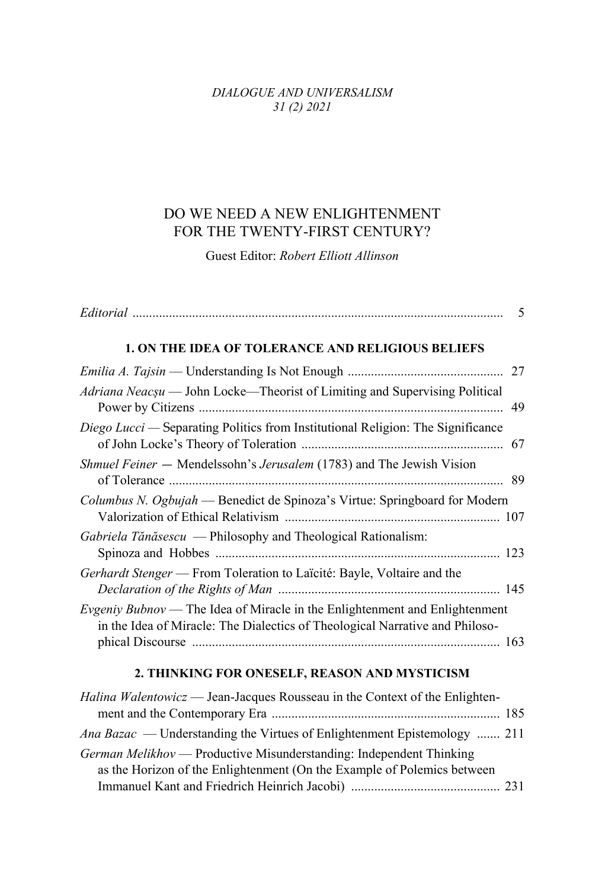*DIALOGUE AND UNIVERSALISM*
*31 (2) 2021*

# DO WE NEED A NEW ENLIGHTENMENT FOR THE TWENTY-FIRST CENTURY?

Guest Editor: *Robert Elliott Allinson*

*Editorial* ............................................................................................................ 5

## 1. ON THE IDEA OF TOLERANCE AND RELIGIOUS BELIEFS

*Emilia A. Tajsin* — Understanding Is Not Enough ............................................... 27

*Adriana Neacșu* — John Locke—Theorist of Limiting and Supervising Political Power by Citizens ........................................................................................... 49

*Diego Lucci* — Separating Politics from Institutional Religion: The Significance of John Locke's Theory of Toleration ............................................................. 67

*Shmuel Feiner* — Mendelssohn's *Jerusalem* (1783) and The Jewish Vision of Tolerance ..................................................................................................... 89

*Columbus N. Ogbujah* — Benedict de Spinoza's Virtue: Springboard for Modern Valorization of Ethical Relativism ................................................................ 107

*Gabriela Tănăsescu* — Philosophy and Theological Rationalism: Spinoza and Hobbes ...................................................................................... 123

*Gerhardt Stenger* — From Toleration to Laïcité: Bayle, Voltaire and the *Declaration of the Rights of Man* .................................................................. 145

*Evgeniy Bubnov* — The Idea of Miracle in the Enlightenment and Enlightenment in the Idea of Miracle: The Dialectics of Theological Narrative and Philosophical Discourse ............................................................................................ 163

## 2. THINKING FOR ONESELF, REASON AND MYSTICISM

*Halina Walentowicz* — Jean-Jacques Rousseau in the Context of the Enlightenment and the Contemporary Era ..................................................................... 185

*Ana Bazac* — Understanding the Virtues of Enlightenment Epistemology ....... 211

*German Melikhov* — Productive Misunderstanding: Independent Thinking as the Horizon of the Enlightenment (On the Example of Polemics between Immanuel Kant and Friedrich Heinrich Jacobi) ............................................. 231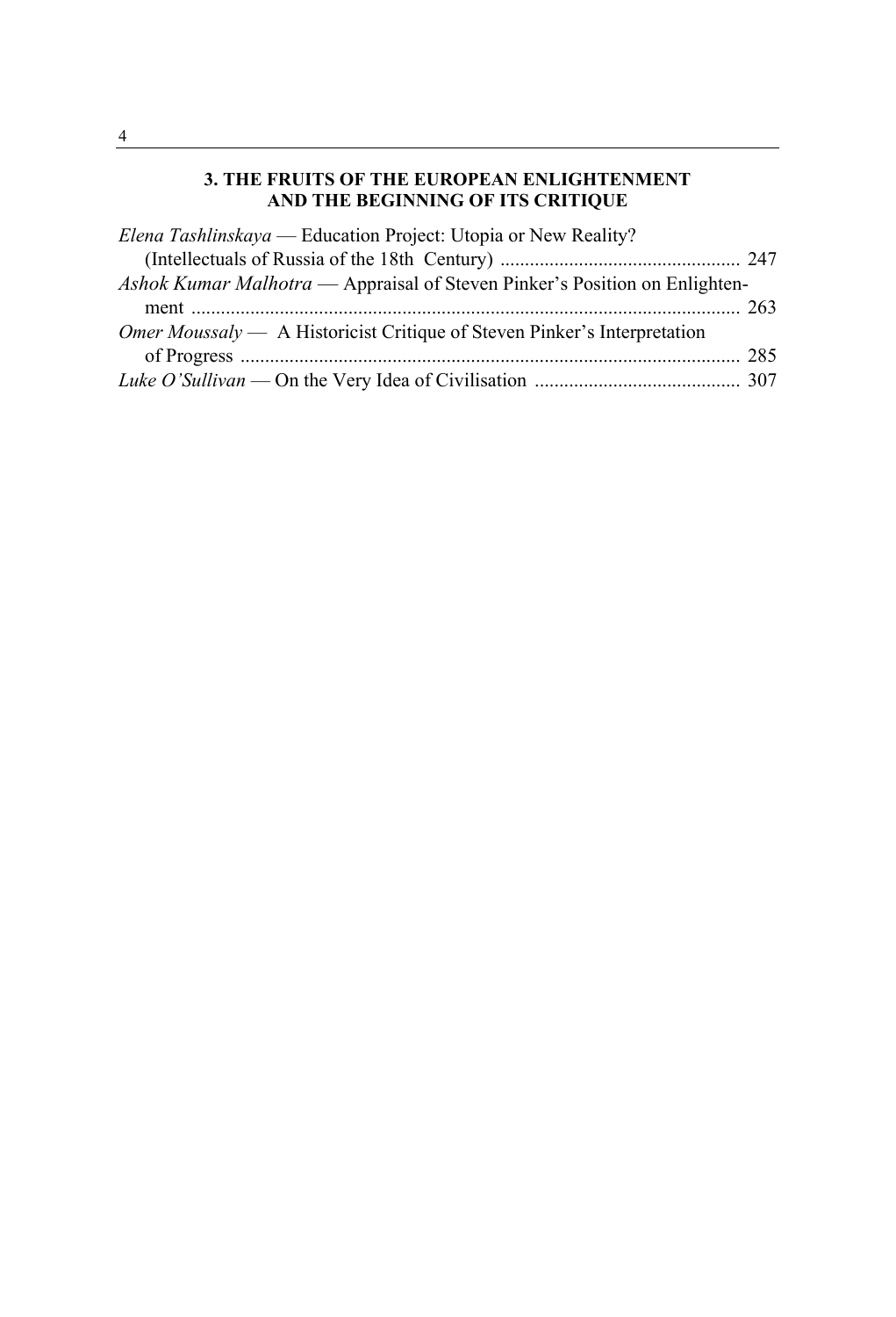### 3. THE FRUITS OF THE EUROPEAN ENLIGHTENMENT AND THE BEGINNING OF ITS CRITIQUE

*Elena Tashlinskaya* — Education Project: Utopia or New Reality? (Intellectuals of Russia of the 18th Century) ................................................ 247

*Ashok Kumar Malhotra* — Appraisal of Steven Pinker's Position on Enlightenment ................................................................................................................ 263

*Omer Moussaly* — A Historicist Critique of Steven Pinker's Interpretation of Progress ...................................................................................................... 285

*Luke O'Sullivan* — On the Very Idea of Civilisation .......................................... 307